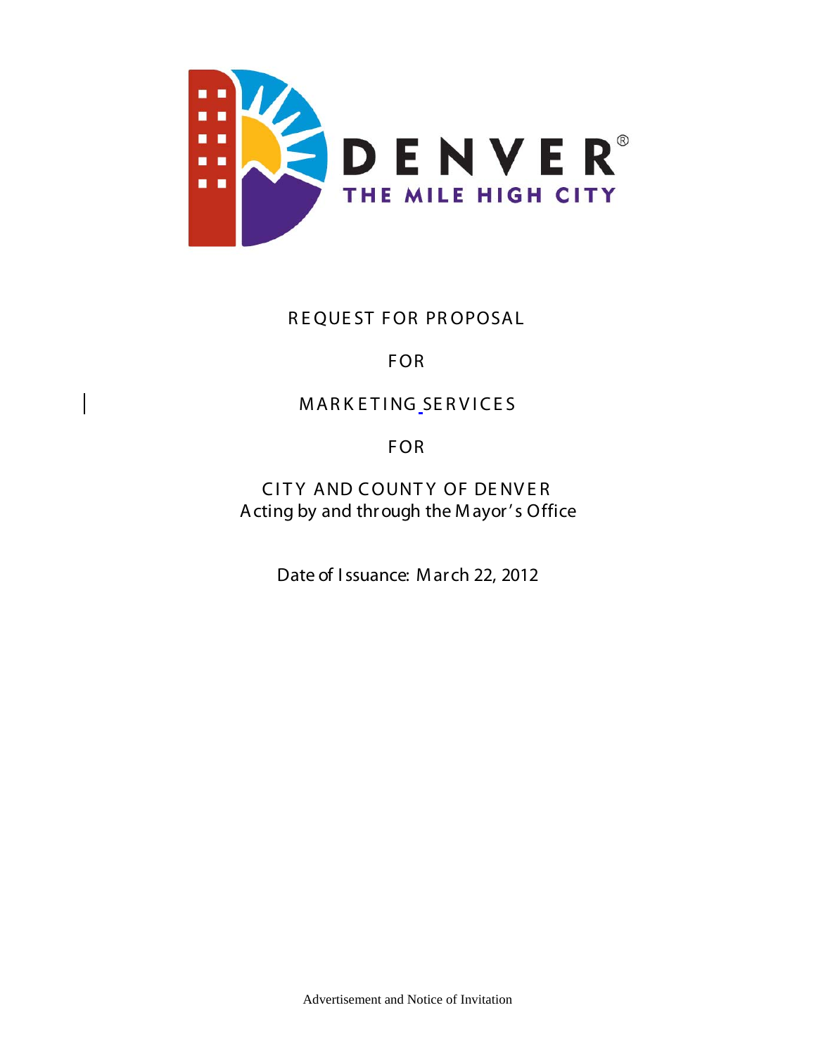DENVER®
THE MILE HIGH CITY

# REQUEST FOR PROPOSAL

## FOR

## MARKETING SERVICES

## FOR

## CITY AND COUNTY OF DENVER
Acting by and through the Mayor's Office

Date of Issuance: March 22, 2012

Advertisement and Notice of Invitation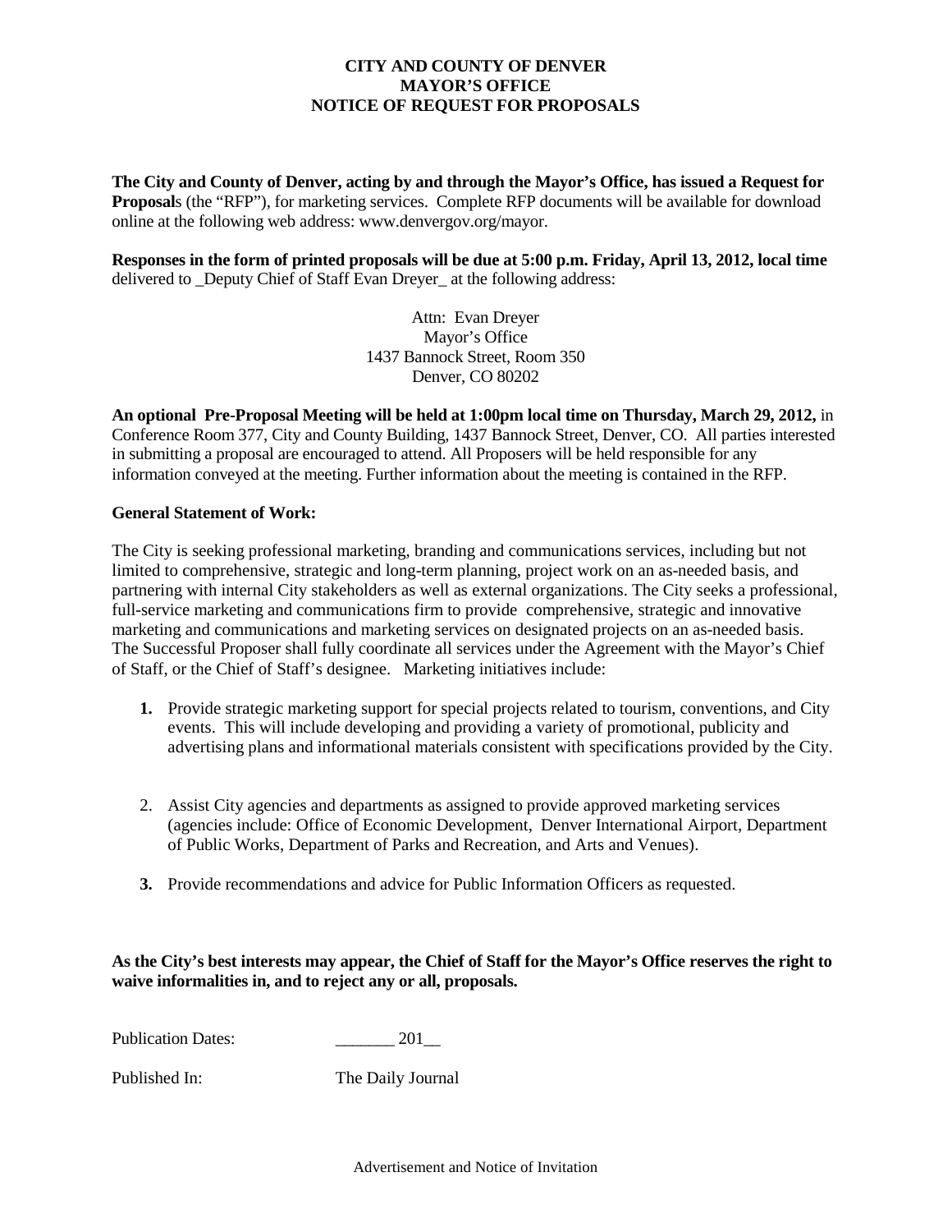**CITY AND COUNTY OF DENVER**
**MAYOR'S OFFICE**
**NOTICE OF REQUEST FOR PROPOSALS**

**The City and County of Denver, acting by and through the Mayor's Office, has issued a Request for Proposal**s (the "RFP"), for marketing services. Complete RFP documents will be available for download online at the following web address: www.denvergov.org/mayor.

**Responses in the form of printed proposals will be due at 5:00 p.m. Friday, April 13, 2012, local time** delivered to _Deputy Chief of Staff Evan Dreyer_ at the following address:

Attn: Evan Dreyer
Mayor's Office
1437 Bannock Street, Room 350
Denver, CO 80202

**An optional Pre-Proposal Meeting will be held at 1:00pm local time on Thursday, March 29, 2012,** in Conference Room 377, City and County Building, 1437 Bannock Street, Denver, CO. All parties interested in submitting a proposal are encouraged to attend. All Proposers will be held responsible for any information conveyed at the meeting. Further information about the meeting is contained in the RFP.

**General Statement of Work:**

The City is seeking professional marketing, branding and communications services, including but not limited to comprehensive, strategic and long-term planning, project work on an as-needed basis, and partnering with internal City stakeholders as well as external organizations. The City seeks a professional, full-service marketing and communications firm to provide comprehensive, strategic and innovative marketing and communications and marketing services on designated projects on an as-needed basis. The Successful Proposer shall fully coordinate all services under the Agreement with the Mayor's Chief of Staff, or the Chief of Staff's designee. Marketing initiatives include:

1. Provide strategic marketing support for special projects related to tourism, conventions, and City events. This will include developing and providing a variety of promotional, publicity and advertising plans and informational materials consistent with specifications provided by the City.

2. Assist City agencies and departments as assigned to provide approved marketing services (agencies include: Office of Economic Development, Denver International Airport, Department of Public Works, Department of Parks and Recreation, and Arts and Venues).

3. Provide recommendations and advice for Public Information Officers as requested.

**As the City's best interests may appear, the Chief of Staff for the Mayor's Office reserves the right to waive informalities in, and to reject any or all, proposals.**

Publication Dates: _______ 201__

Published In: The Daily Journal

Advertisement and Notice of Invitation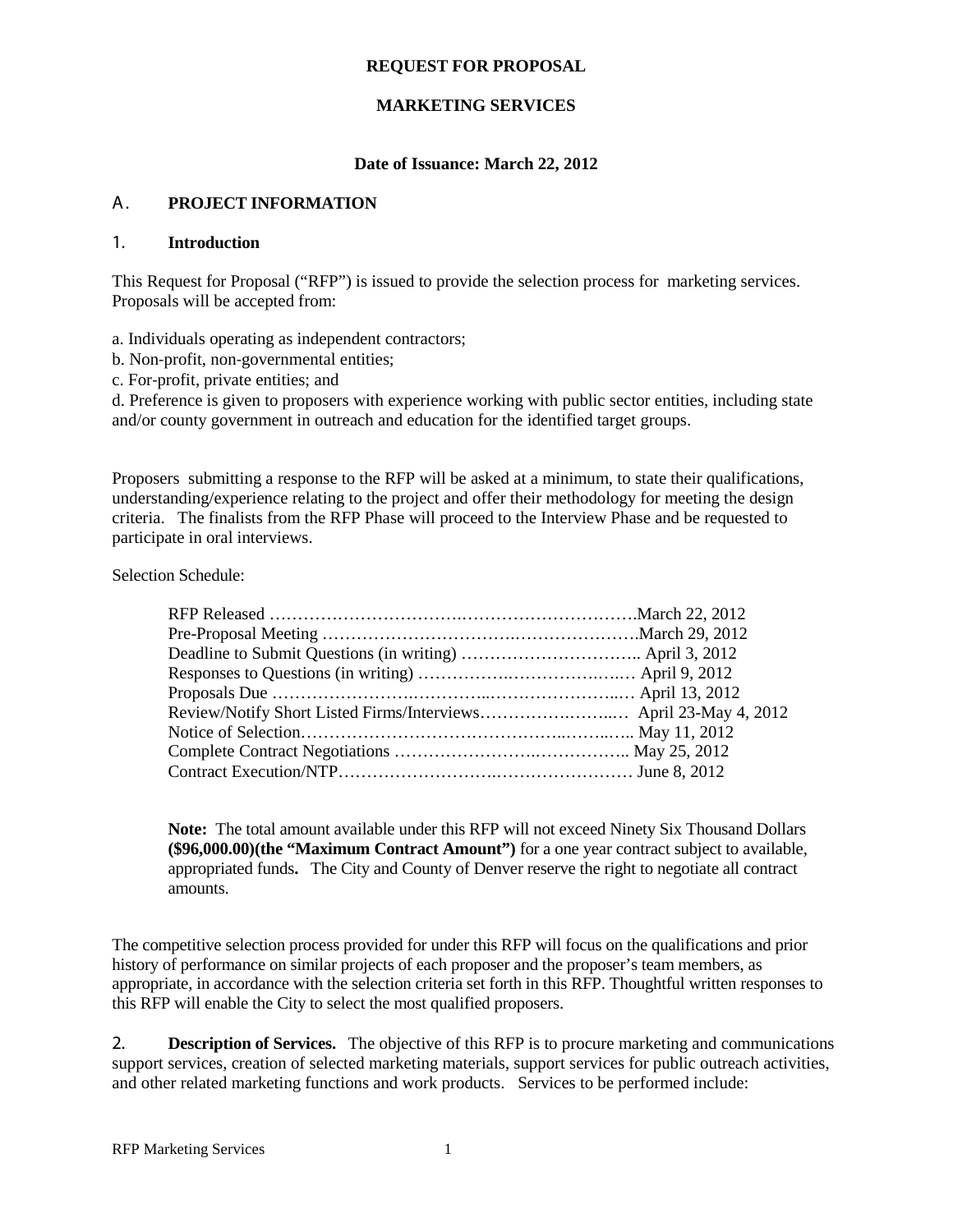**REQUEST FOR PROPOSAL**

**MARKETING SERVICES**

**Date of Issuance: March 22, 2012**

## A. PROJECT INFORMATION

### 1. Introduction

This Request for Proposal ("RFP") is issued to provide the selection process for marketing services. Proposals will be accepted from:

a. Individuals operating as independent contractors;
b. Non-profit, non-governmental entities;
c. For-profit, private entities; and
d. Preference is given to proposers with experience working with public sector entities, including state and/or county government in outreach and education for the identified target groups.

Proposers submitting a response to the RFP will be asked at a minimum, to state their qualifications, understanding/experience relating to the project and offer their methodology for meeting the design criteria. The finalists from the RFP Phase will proceed to the Interview Phase and be requested to participate in oral interviews.

Selection Schedule:

| Event | Date |
|---|---|
| RFP Released | March 22, 2012 |
| Pre-Proposal Meeting | March 29, 2012 |
| Deadline to Submit Questions (in writing) | April 3, 2012 |
| Responses to Questions (in writing) | April 9, 2012 |
| Proposals Due | April 13, 2012 |
| Review/Notify Short Listed Firms/Interviews | April 23-May 4, 2012 |
| Notice of Selection | May 11, 2012 |
| Complete Contract Negotiations | May 25, 2012 |
| Contract Execution/NTP | June 8, 2012 |

**Note:** The total amount available under this RFP will not exceed Ninety Six Thousand Dollars **($96,000.00)(the "Maximum Contract Amount")** for a one year contract subject to available, appropriated funds**.** The City and County of Denver reserve the right to negotiate all contract amounts.

The competitive selection process provided for under this RFP will focus on the qualifications and prior history of performance on similar projects of each proposer and the proposer's team members, as appropriate, in accordance with the selection criteria set forth in this RFP. Thoughtful written responses to this RFP will enable the City to select the most qualified proposers.

2. **Description of Services.** The objective of this RFP is to procure marketing and communications support services, creation of selected marketing materials, support services for public outreach activities, and other related marketing functions and work products. Services to be performed include: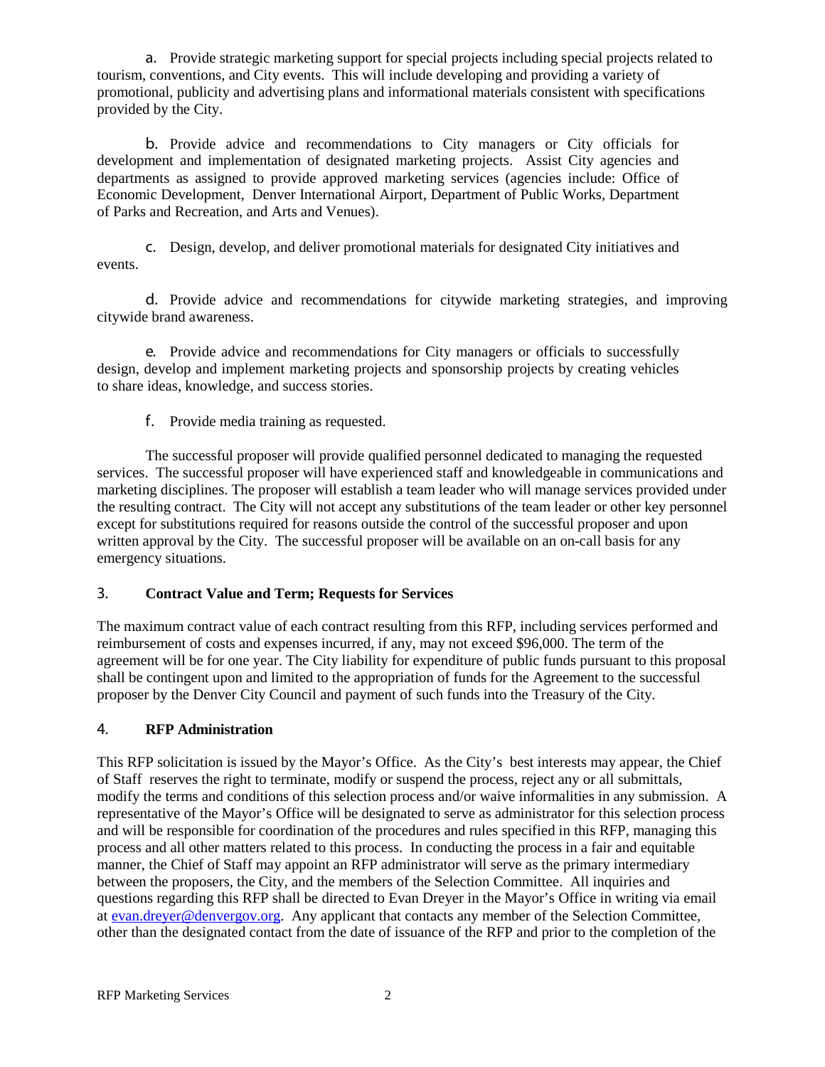a. Provide strategic marketing support for special projects including special projects related to tourism, conventions, and City events. This will include developing and providing a variety of promotional, publicity and advertising plans and informational materials consistent with specifications provided by the City.

b. Provide advice and recommendations to City managers or City officials for development and implementation of designated marketing projects. Assist City agencies and departments as assigned to provide approved marketing services (agencies include: Office of Economic Development, Denver International Airport, Department of Public Works, Department of Parks and Recreation, and Arts and Venues).

c. Design, develop, and deliver promotional materials for designated City initiatives and events.

d. Provide advice and recommendations for citywide marketing strategies, and improving citywide brand awareness.

e. Provide advice and recommendations for City managers or officials to successfully design, develop and implement marketing projects and sponsorship projects by creating vehicles to share ideas, knowledge, and success stories.

f. Provide media training as requested.

The successful proposer will provide qualified personnel dedicated to managing the requested services. The successful proposer will have experienced staff and knowledgeable in communications and marketing disciplines. The proposer will establish a team leader who will manage services provided under the resulting contract. The City will not accept any substitutions of the team leader or other key personnel except for substitutions required for reasons outside the control of the successful proposer and upon written approval by the City. The successful proposer will be available on an on-call basis for any emergency situations.

## 3. **Contract Value and Term; Requests for Services**

The maximum contract value of each contract resulting from this RFP, including services performed and reimbursement of costs and expenses incurred, if any, may not exceed $96,000. The term of the agreement will be for one year. The City liability for expenditure of public funds pursuant to this proposal shall be contingent upon and limited to the appropriation of funds for the Agreement to the successful proposer by the Denver City Council and payment of such funds into the Treasury of the City.

## 4. **RFP Administration**

This RFP solicitation is issued by the Mayor's Office. As the City's best interests may appear, the Chief of Staff reserves the right to terminate, modify or suspend the process, reject any or all submittals, modify the terms and conditions of this selection process and/or waive informalities in any submission. A representative of the Mayor's Office will be designated to serve as administrator for this selection process and will be responsible for coordination of the procedures and rules specified in this RFP, managing this process and all other matters related to this process. In conducting the process in a fair and equitable manner, the Chief of Staff may appoint an RFP administrator will serve as the primary intermediary between the proposers, the City, and the members of the Selection Committee. All inquiries and questions regarding this RFP shall be directed to Evan Dreyer in the Mayor's Office in writing via email at evan.dreyer@denvergov.org. Any applicant that contacts any member of the Selection Committee, other than the designated contact from the date of issuance of the RFP and prior to the completion of the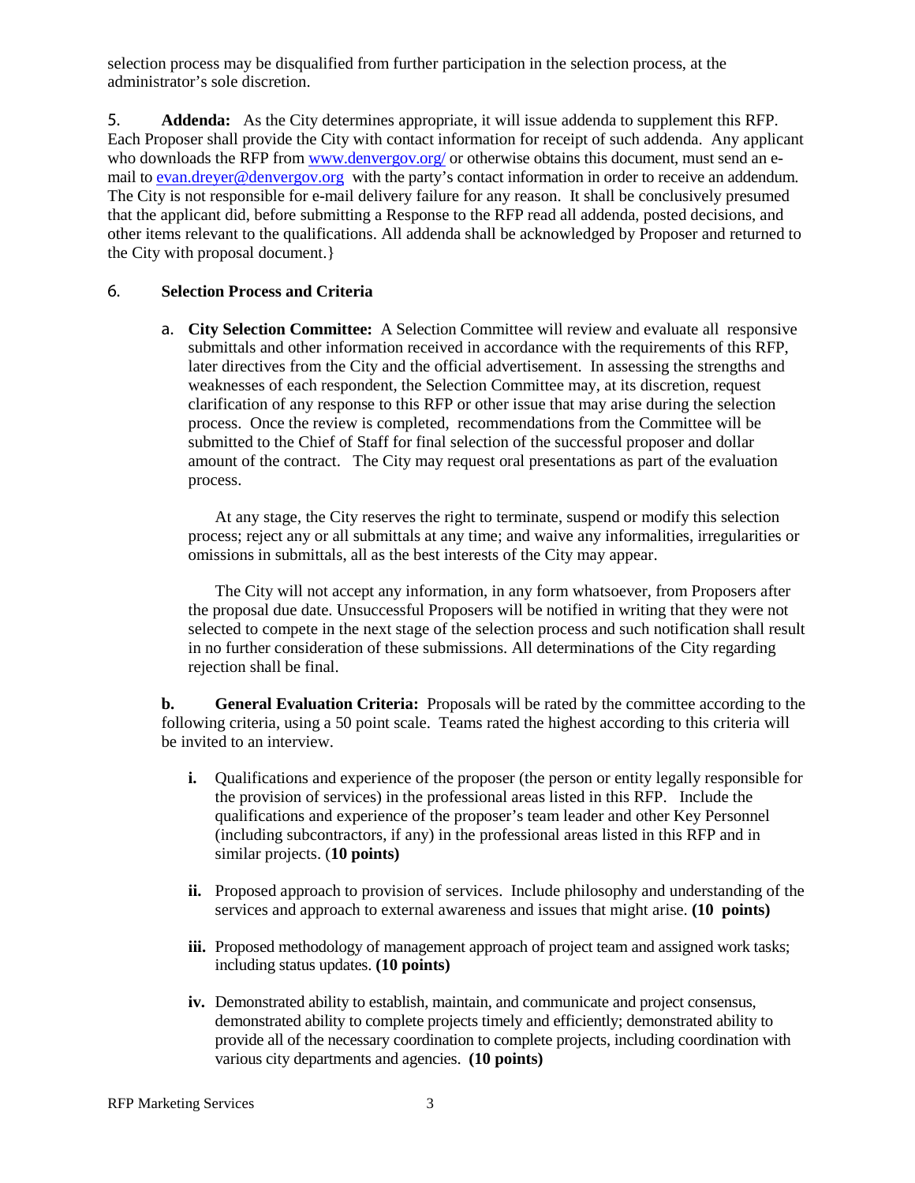selection process may be disqualified from further participation in the selection process, at the administrator's sole discretion.

5. **Addenda:** As the City determines appropriate, it will issue addenda to supplement this RFP. Each Proposer shall provide the City with contact information for receipt of such addenda. Any applicant who downloads the RFP from www.denvergov.org/ or otherwise obtains this document, must send an e-mail to evan.dreyer@denvergov.org with the party's contact information in order to receive an addendum. The City is not responsible for e-mail delivery failure for any reason. It shall be conclusively presumed that the applicant did, before submitting a Response to the RFP read all addenda, posted decisions, and other items relevant to the qualifications. All addenda shall be acknowledged by Proposer and returned to the City with proposal document.}

6. **Selection Process and Criteria**

a. **City Selection Committee:** A Selection Committee will review and evaluate all responsive submittals and other information received in accordance with the requirements of this RFP, later directives from the City and the official advertisement. In assessing the strengths and weaknesses of each respondent, the Selection Committee may, at its discretion, request clarification of any response to this RFP or other issue that may arise during the selection process. Once the review is completed, recommendations from the Committee will be submitted to the Chief of Staff for final selection of the successful proposer and dollar amount of the contract. The City may request oral presentations as part of the evaluation process.

At any stage, the City reserves the right to terminate, suspend or modify this selection process; reject any or all submittals at any time; and waive any informalities, irregularities or omissions in submittals, all as the best interests of the City may appear.

The City will not accept any information, in any form whatsoever, from Proposers after the proposal due date. Unsuccessful Proposers will be notified in writing that they were not selected to compete in the next stage of the selection process and such notification shall result in no further consideration of these submissions. All determinations of the City regarding rejection shall be final.

**b. General Evaluation Criteria:** Proposals will be rated by the committee according to the following criteria, using a 50 point scale. Teams rated the highest according to this criteria will be invited to an interview.

**i.** Qualifications and experience of the proposer (the person or entity legally responsible for the provision of services) in the professional areas listed in this RFP. Include the qualifications and experience of the proposer's team leader and other Key Personnel (including subcontractors, if any) in the professional areas listed in this RFP and in similar projects. (**10 points)**

**ii.** Proposed approach to provision of services. Include philosophy and understanding of the services and approach to external awareness and issues that might arise. **(10 points)**

**iii.** Proposed methodology of management approach of project team and assigned work tasks; including status updates. **(10 points)**

**iv.** Demonstrated ability to establish, maintain, and communicate and project consensus, demonstrated ability to complete projects timely and efficiently; demonstrated ability to provide all of the necessary coordination to complete projects, including coordination with various city departments and agencies. **(10 points)**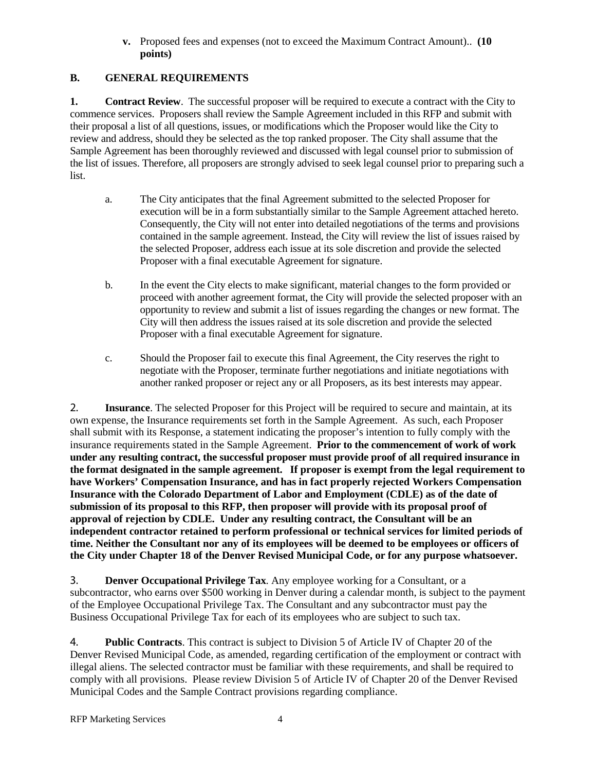**v.** Proposed fees and expenses (not to exceed the Maximum Contract Amount).. **(10 points)**

## B. GENERAL REQUIREMENTS

**1. Contract Review**. The successful proposer will be required to execute a contract with the City to commence services. Proposers shall review the Sample Agreement included in this RFP and submit with their proposal a list of all questions, issues, or modifications which the Proposer would like the City to review and address, should they be selected as the top ranked proposer. The City shall assume that the Sample Agreement has been thoroughly reviewed and discussed with legal counsel prior to submission of the list of issues. Therefore, all proposers are strongly advised to seek legal counsel prior to preparing such a list.

a. The City anticipates that the final Agreement submitted to the selected Proposer for execution will be in a form substantially similar to the Sample Agreement attached hereto. Consequently, the City will not enter into detailed negotiations of the terms and provisions contained in the sample agreement. Instead, the City will review the list of issues raised by the selected Proposer, address each issue at its sole discretion and provide the selected Proposer with a final executable Agreement for signature.

b. In the event the City elects to make significant, material changes to the form provided or proceed with another agreement format, the City will provide the selected proposer with an opportunity to review and submit a list of issues regarding the changes or new format. The City will then address the issues raised at its sole discretion and provide the selected Proposer with a final executable Agreement for signature.

c. Should the Proposer fail to execute this final Agreement, the City reserves the right to negotiate with the Proposer, terminate further negotiations and initiate negotiations with another ranked proposer or reject any or all Proposers, as its best interests may appear.

2. **Insurance**. The selected Proposer for this Project will be required to secure and maintain, at its own expense, the Insurance requirements set forth in the Sample Agreement. As such, each Proposer shall submit with its Response, a statement indicating the proposer's intention to fully comply with the insurance requirements stated in the Sample Agreement. **Prior to the commencement of work of work under any resulting contract, the successful proposer must provide proof of all required insurance in the format designated in the sample agreement. If proposer is exempt from the legal requirement to have Workers' Compensation Insurance, and has in fact properly rejected Workers Compensation Insurance with the Colorado Department of Labor and Employment (CDLE) as of the date of submission of its proposal to this RFP, then proposer will provide with its proposal proof of approval of rejection by CDLE. Under any resulting contract, the Consultant will be an independent contractor retained to perform professional or technical services for limited periods of time. Neither the Consultant nor any of its employees will be deemed to be employees or officers of the City under Chapter 18 of the Denver Revised Municipal Code, or for any purpose whatsoever.**

3. **Denver Occupational Privilege Tax**. Any employee working for a Consultant, or a subcontractor, who earns over $500 working in Denver during a calendar month, is subject to the payment of the Employee Occupational Privilege Tax. The Consultant and any subcontractor must pay the Business Occupational Privilege Tax for each of its employees who are subject to such tax.

4. **Public Contracts**. This contract is subject to Division 5 of Article IV of Chapter 20 of the Denver Revised Municipal Code, as amended, regarding certification of the employment or contract with illegal aliens. The selected contractor must be familiar with these requirements, and shall be required to comply with all provisions. Please review Division 5 of Article IV of Chapter 20 of the Denver Revised Municipal Codes and the Sample Contract provisions regarding compliance.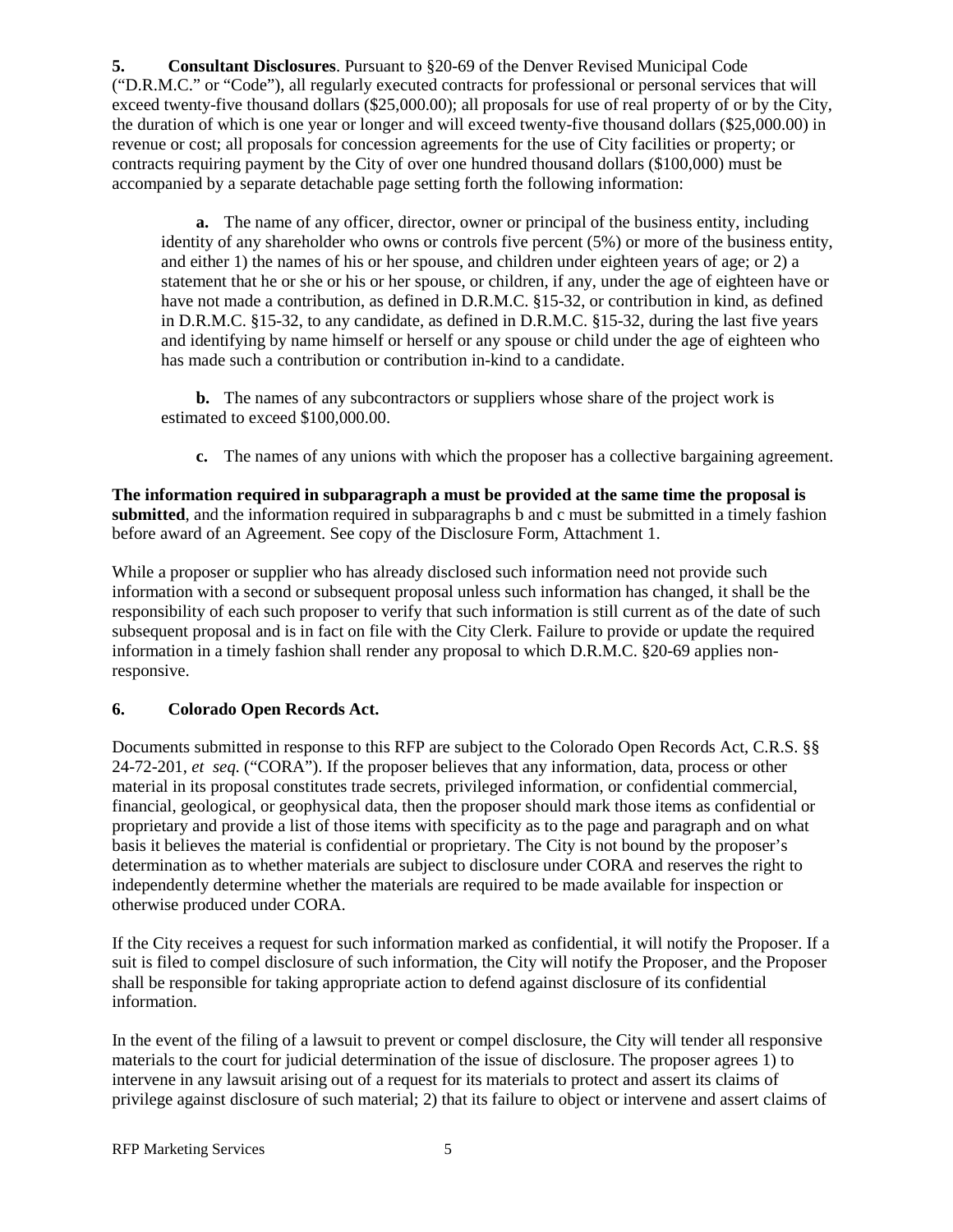**5. Consultant Disclosures**. Pursuant to §20-69 of the Denver Revised Municipal Code ("D.R.M.C." or "Code"), all regularly executed contracts for professional or personal services that will exceed twenty-five thousand dollars ($25,000.00); all proposals for use of real property of or by the City, the duration of which is one year or longer and will exceed twenty-five thousand dollars ($25,000.00) in revenue or cost; all proposals for concession agreements for the use of City facilities or property; or contracts requiring payment by the City of over one hundred thousand dollars ($100,000) must be accompanied by a separate detachable page setting forth the following information:

**a.** The name of any officer, director, owner or principal of the business entity, including identity of any shareholder who owns or controls five percent (5%) or more of the business entity, and either 1) the names of his or her spouse, and children under eighteen years of age; or 2) a statement that he or she or his or her spouse, or children, if any, under the age of eighteen have or have not made a contribution, as defined in D.R.M.C. §15-32, or contribution in kind, as defined in D.R.M.C. §15-32, to any candidate, as defined in D.R.M.C. §15-32, during the last five years and identifying by name himself or herself or any spouse or child under the age of eighteen who has made such a contribution or contribution in-kind to a candidate.

**b.** The names of any subcontractors or suppliers whose share of the project work is estimated to exceed $100,000.00.

**c.** The names of any unions with which the proposer has a collective bargaining agreement.

**The information required in subparagraph a must be provided at the same time the proposal is submitted**, and the information required in subparagraphs b and c must be submitted in a timely fashion before award of an Agreement. See copy of the Disclosure Form, Attachment 1.

While a proposer or supplier who has already disclosed such information need not provide such information with a second or subsequent proposal unless such information has changed, it shall be the responsibility of each such proposer to verify that such information is still current as of the date of such subsequent proposal and is in fact on file with the City Clerk. Failure to provide or update the required information in a timely fashion shall render any proposal to which D.R.M.C. §20-69 applies non-responsive.

**6. Colorado Open Records Act.**

Documents submitted in response to this RFP are subject to the Colorado Open Records Act, C.R.S. §§ 24-72-201, *et seq.* ("CORA"). If the proposer believes that any information, data, process or other material in its proposal constitutes trade secrets, privileged information, or confidential commercial, financial, geological, or geophysical data, then the proposer should mark those items as confidential or proprietary and provide a list of those items with specificity as to the page and paragraph and on what basis it believes the material is confidential or proprietary. The City is not bound by the proposer's determination as to whether materials are subject to disclosure under CORA and reserves the right to independently determine whether the materials are required to be made available for inspection or otherwise produced under CORA.

If the City receives a request for such information marked as confidential, it will notify the Proposer. If a suit is filed to compel disclosure of such information, the City will notify the Proposer, and the Proposer shall be responsible for taking appropriate action to defend against disclosure of its confidential information.

In the event of the filing of a lawsuit to prevent or compel disclosure, the City will tender all responsive materials to the court for judicial determination of the issue of disclosure. The proposer agrees 1) to intervene in any lawsuit arising out of a request for its materials to protect and assert its claims of privilege against disclosure of such material; 2) that its failure to object or intervene and assert claims of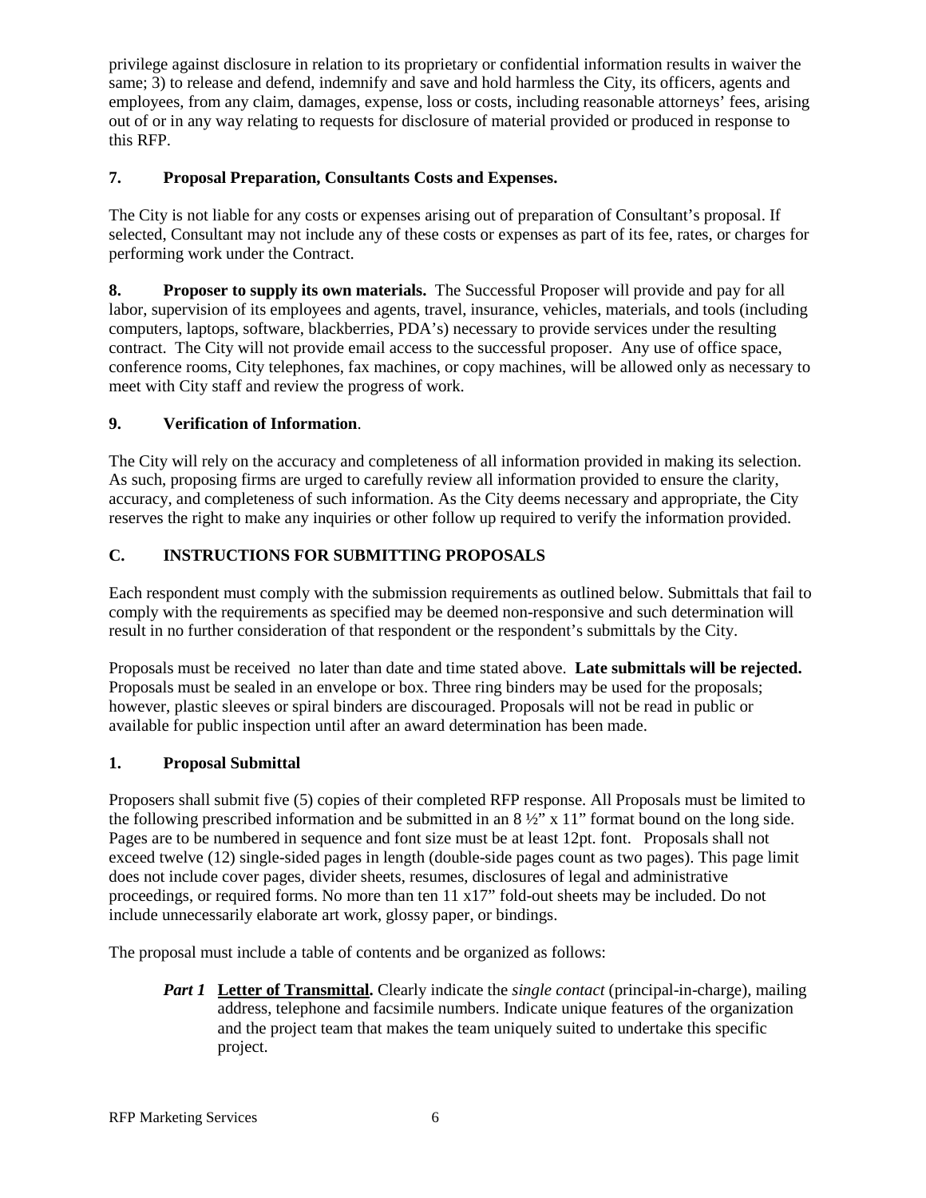privilege against disclosure in relation to its proprietary or confidential information results in waiver the same; 3) to release and defend, indemnify and save and hold harmless the City, its officers, agents and employees, from any claim, damages, expense, loss or costs, including reasonable attorneys' fees, arising out of or in any way relating to requests for disclosure of material provided or produced in response to this RFP.

**7. Proposal Preparation, Consultants Costs and Expenses.**

The City is not liable for any costs or expenses arising out of preparation of Consultant's proposal. If selected, Consultant may not include any of these costs or expenses as part of its fee, rates, or charges for performing work under the Contract.

**8. Proposer to supply its own materials.** The Successful Proposer will provide and pay for all labor, supervision of its employees and agents, travel, insurance, vehicles, materials, and tools (including computers, laptops, software, blackberries, PDA's) necessary to provide services under the resulting contract. The City will not provide email access to the successful proposer. Any use of office space, conference rooms, City telephones, fax machines, or copy machines, will be allowed only as necessary to meet with City staff and review the progress of work.

**9. Verification of Information**.

The City will rely on the accuracy and completeness of all information provided in making its selection. As such, proposing firms are urged to carefully review all information provided to ensure the clarity, accuracy, and completeness of such information. As the City deems necessary and appropriate, the City reserves the right to make any inquiries or other follow up required to verify the information provided.

## C. INSTRUCTIONS FOR SUBMITTING PROPOSALS

Each respondent must comply with the submission requirements as outlined below. Submittals that fail to comply with the requirements as specified may be deemed non-responsive and such determination will result in no further consideration of that respondent or the respondent's submittals by the City.

Proposals must be received no later than date and time stated above. **Late submittals will be rejected.** Proposals must be sealed in an envelope or box. Three ring binders may be used for the proposals; however, plastic sleeves or spiral binders are discouraged. Proposals will not be read in public or available for public inspection until after an award determination has been made.

**1. Proposal Submittal**

Proposers shall submit five (5) copies of their completed RFP response. All Proposals must be limited to the following prescribed information and be submitted in an 8 ½" x 11" format bound on the long side. Pages are to be numbered in sequence and font size must be at least 12pt. font. Proposals shall not exceed twelve (12) single-sided pages in length (double-side pages count as two pages). This page limit does not include cover pages, divider sheets, resumes, disclosures of legal and administrative proceedings, or required forms. No more than ten 11 x17" fold-out sheets may be included. Do not include unnecessarily elaborate art work, glossy paper, or bindings.

The proposal must include a table of contents and be organized as follows:

***Part 1*** **Letter of Transmittal.** Clearly indicate the *single contact* (principal-in-charge), mailing address, telephone and facsimile numbers. Indicate unique features of the organization and the project team that makes the team uniquely suited to undertake this specific project.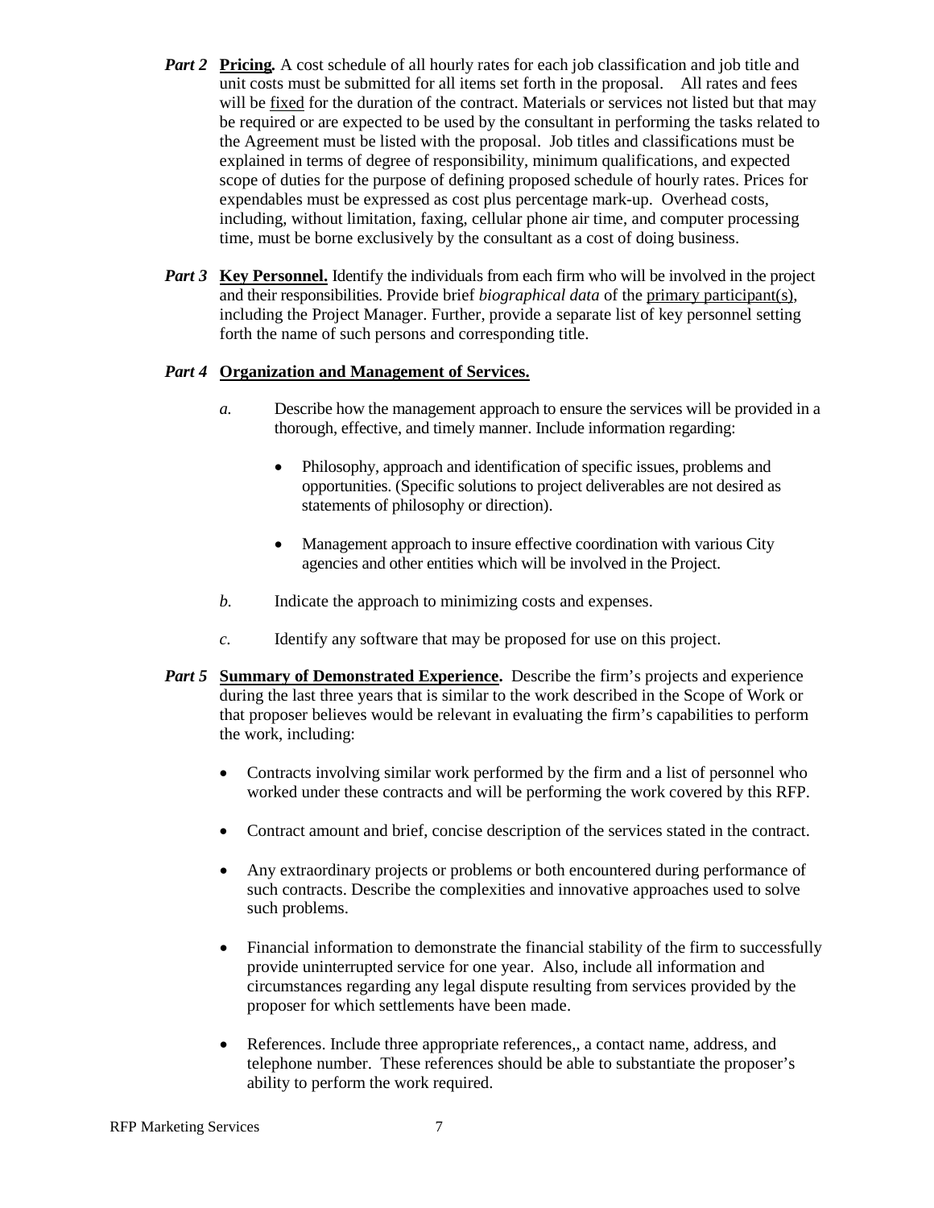***Part 2*** **Pricing.** A cost schedule of all hourly rates for each job classification and job title and unit costs must be submitted for all items set forth in the proposal. All rates and fees will be fixed for the duration of the contract. Materials or services not listed but that may be required or are expected to be used by the consultant in performing the tasks related to the Agreement must be listed with the proposal. Job titles and classifications must be explained in terms of degree of responsibility, minimum qualifications, and expected scope of duties for the purpose of defining proposed schedule of hourly rates. Prices for expendables must be expressed as cost plus percentage mark-up. Overhead costs, including, without limitation, faxing, cellular phone air time, and computer processing time, must be borne exclusively by the consultant as a cost of doing business.

***Part 3*** **Key Personnel.** Identify the individuals from each firm who will be involved in the project and their responsibilities. Provide brief *biographical data* of the primary participant(s), including the Project Manager. Further, provide a separate list of key personnel setting forth the name of such persons and corresponding title.

***Part 4*** **Organization and Management of Services.**

*a.* Describe how the management approach to ensure the services will be provided in a thorough, effective, and timely manner. Include information regarding:

- Philosophy, approach and identification of specific issues, problems and opportunities. (Specific solutions to project deliverables are not desired as statements of philosophy or direction).
- Management approach to insure effective coordination with various City agencies and other entities which will be involved in the Project.

*b.* Indicate the approach to minimizing costs and expenses.

*c.* Identify any software that may be proposed for use on this project.

***Part 5*** **Summary of Demonstrated Experience.** Describe the firm's projects and experience during the last three years that is similar to the work described in the Scope of Work or that proposer believes would be relevant in evaluating the firm's capabilities to perform the work, including:

- Contracts involving similar work performed by the firm and a list of personnel who worked under these contracts and will be performing the work covered by this RFP.
- Contract amount and brief, concise description of the services stated in the contract.
- Any extraordinary projects or problems or both encountered during performance of such contracts. Describe the complexities and innovative approaches used to solve such problems.
- Financial information to demonstrate the financial stability of the firm to successfully provide uninterrupted service for one year. Also, include all information and circumstances regarding any legal dispute resulting from services provided by the proposer for which settlements have been made.
- References. Include three appropriate references,, a contact name, address, and telephone number. These references should be able to substantiate the proposer's ability to perform the work required.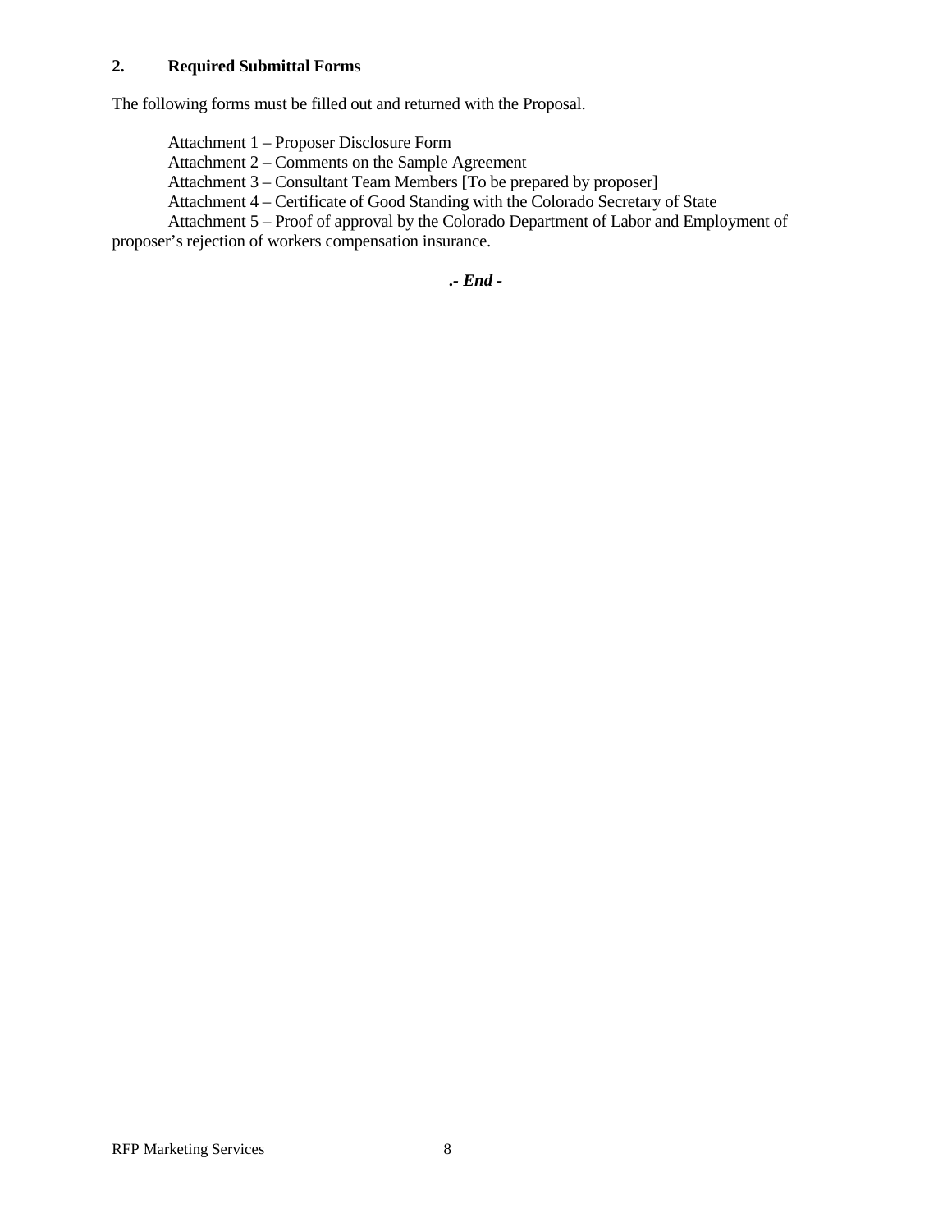## 2. Required Submittal Forms

The following forms must be filled out and returned with the Proposal.

Attachment 1 – Proposer Disclosure Form
Attachment 2 – Comments on the Sample Agreement
Attachment 3 – Consultant Team Members [To be prepared by proposer]
Attachment 4 – Certificate of Good Standing with the Colorado Secretary of State
Attachment 5 – Proof of approval by the Colorado Department of Labor and Employment of proposer's rejection of workers compensation insurance.

***.- End -***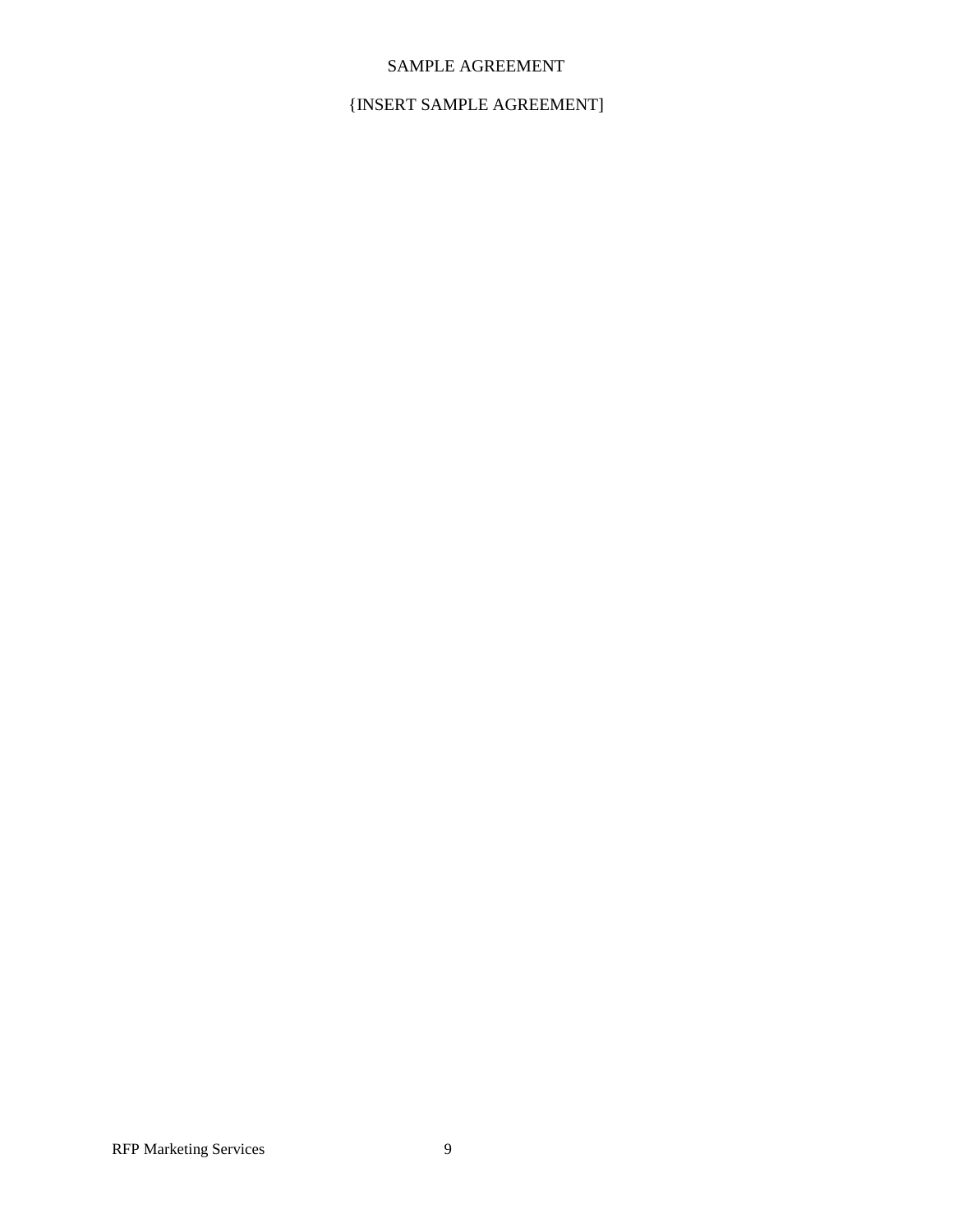# SAMPLE AGREEMENT

{INSERT SAMPLE AGREEMENT]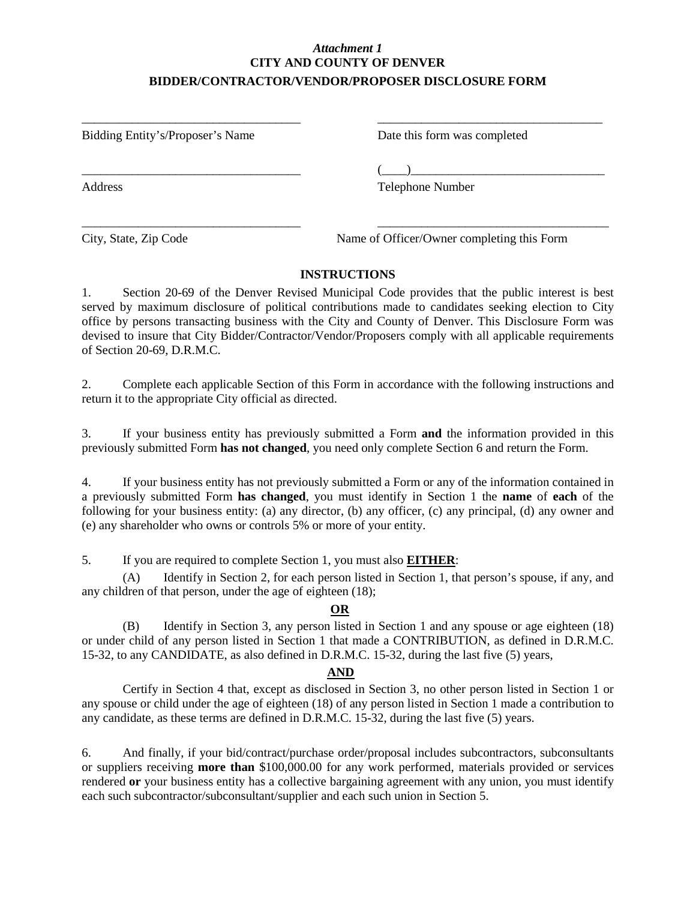*Attachment 1*

**CITY AND COUNTY OF DENVER**

**BIDDER/CONTRACTOR/VENDOR/PROPOSER DISCLOSURE FORM**

| | |
|---|---|
| ___________________________________ | ___________________________________ |
| Bidding Entity's/Proposer's Name | Date this form was completed |
| ___________________________________ | (____)_____________________________ |
| Address | Telephone Number |
| ___________________________________ | ___________________________________ |
| City, State, Zip Code | Name of Officer/Owner completing this Form |

**INSTRUCTIONS**

1. Section 20-69 of the Denver Revised Municipal Code provides that the public interest is best served by maximum disclosure of political contributions made to candidates seeking election to City office by persons transacting business with the City and County of Denver. This Disclosure Form was devised to insure that City Bidder/Contractor/Vendor/Proposers comply with all applicable requirements of Section 20-69, D.R.M.C.

2. Complete each applicable Section of this Form in accordance with the following instructions and return it to the appropriate City official as directed.

3. If your business entity has previously submitted a Form **and** the information provided in this previously submitted Form **has not changed**, you need only complete Section 6 and return the Form.

4. If your business entity has not previously submitted a Form or any of the information contained in a previously submitted Form **has changed**, you must identify in Section 1 the **name** of **each** of the following for your business entity: (a) any director, (b) any officer, (c) any principal, (d) any owner and (e) any shareholder who owns or controls 5% or more of your entity.

5. If you are required to complete Section 1, you must also **EITHER**:

(A) Identify in Section 2, for each person listed in Section 1, that person's spouse, if any, and any children of that person, under the age of eighteen (18);

**OR**

(B) Identify in Section 3, any person listed in Section 1 and any spouse or age eighteen (18) or under child of any person listed in Section 1 that made a CONTRIBUTION, as defined in D.R.M.C. 15-32, to any CANDIDATE, as also defined in D.R.M.C. 15-32, during the last five (5) years,

**AND**

Certify in Section 4 that, except as disclosed in Section 3, no other person listed in Section 1 or any spouse or child under the age of eighteen (18) of any person listed in Section 1 made a contribution to any candidate, as these terms are defined in D.R.M.C. 15-32, during the last five (5) years.

6. And finally, if your bid/contract/purchase order/proposal includes subcontractors, subconsultants or suppliers receiving **more than** $100,000.00 for any work performed, materials provided or services rendered **or** your business entity has a collective bargaining agreement with any union, you must identify each such subcontractor/subconsultant/supplier and each such union in Section 5.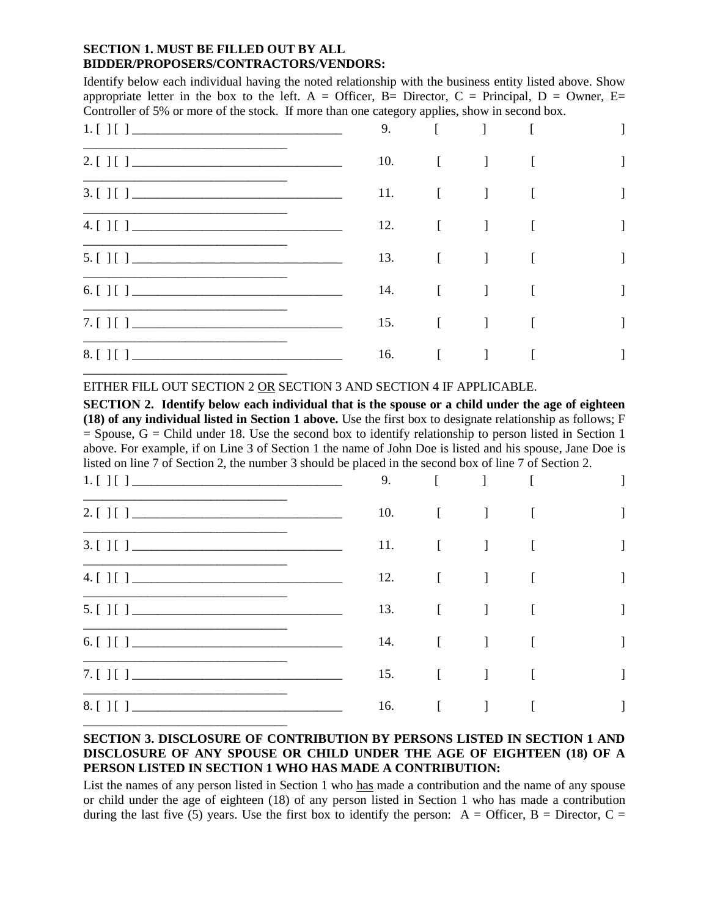**SECTION 1. MUST BE FILLED OUT BY ALL BIDDER/PROPOSERS/CONTRACTORS/VENDORS:**

Identify below each individual having the noted relationship with the business entity listed above. Show appropriate letter in the box to the left. A = Officer, B= Director, C = Principal, D = Owner, E= Controller of 5% or more of the stock. If more than one category applies, show in second box.

1. [ ] [ ] _________________________________
2. [ ] [ ] _________________________________
3. [ ] [ ] _________________________________
4. [ ] [ ] _________________________________
5. [ ] [ ] _________________________________
6. [ ] [ ] _________________________________
7. [ ] [ ] _________________________________
8. [ ] [ ] _________________________________
9. [ ] [ ] _________________________________
10. [ ] [ ] _________________________________
11. [ ] [ ] _________________________________
12. [ ] [ ] _________________________________
13. [ ] [ ] _________________________________
14. [ ] [ ] _________________________________
15. [ ] [ ] _________________________________
16. [ ] [ ] _________________________________

EITHER FILL OUT SECTION 2 OR SECTION 3 AND SECTION 4 IF APPLICABLE.

**SECTION 2. Identify below each individual that is the spouse or a child under the age of eighteen (18) of any individual listed in Section 1 above.** Use the first box to designate relationship as follows; F = Spouse, G = Child under 18. Use the second box to identify relationship to person listed in Section 1 above. For example, if on Line 3 of Section 1 the name of John Doe is listed and his spouse, Jane Doe is listed on line 7 of Section 2, the number 3 should be placed in the second box of line 7 of Section 2.

1. [ ] [ ] _________________________________
2. [ ] [ ] _________________________________
3. [ ] [ ] _________________________________
4. [ ] [ ] _________________________________
5. [ ] [ ] _________________________________
6. [ ] [ ] _________________________________
7. [ ] [ ] _________________________________
8. [ ] [ ] _________________________________
9. [ ] [ ] _________________________________
10. [ ] [ ] _________________________________
11. [ ] [ ] _________________________________
12. [ ] [ ] _________________________________
13. [ ] [ ] _________________________________
14. [ ] [ ] _________________________________
15. [ ] [ ] _________________________________
16. [ ] [ ] _________________________________

**SECTION 3. DISCLOSURE OF CONTRIBUTION BY PERSONS LISTED IN SECTION 1 AND DISCLOSURE OF ANY SPOUSE OR CHILD UNDER THE AGE OF EIGHTEEN (18) OF A PERSON LISTED IN SECTION 1 WHO HAS MADE A CONTRIBUTION:**

List the names of any person listed in Section 1 who has made a contribution and the name of any spouse or child under the age of eighteen (18) of any person listed in Section 1 who has made a contribution during the last five (5) years. Use the first box to identify the person: A = Officer, B = Director, C =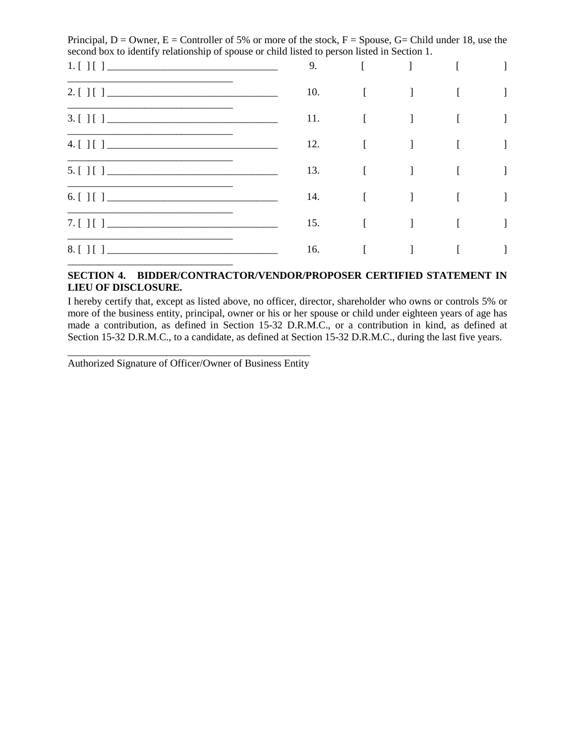Principal, D = Owner, E = Controller of 5% or more of the stock, F = Spouse, G= Child under 18, use the second box to identify relationship of spouse or child listed to person listed in Section 1.

| | |
|---|---|
| 1. [ ] [ ] ________________________________ | 9. [ ] [ ] |
| 2. [ ] [ ] ________________________________ | 10. [ ] [ ] |
| 3. [ ] [ ] ________________________________ | 11. [ ] [ ] |
| 4. [ ] [ ] ________________________________ | 12. [ ] [ ] |
| 5. [ ] [ ] ________________________________ | 13. [ ] [ ] |
| 6. [ ] [ ] ________________________________ | 14. [ ] [ ] |
| 7. [ ] [ ] ________________________________ | 15. [ ] [ ] |
| 8. [ ] [ ] ________________________________ | 16. [ ] [ ] |

**SECTION 4. BIDDER/CONTRACTOR/VENDOR/PROPOSER CERTIFIED STATEMENT IN LIEU OF DISCLOSURE.**

I hereby certify that, except as listed above, no officer, director, shareholder who owns or controls 5% or more of the business entity, principal, owner or his or her spouse or child under eighteen years of age has made a contribution, as defined in Section 15-32 D.R.M.C., or a contribution in kind, as defined at Section 15-32 D.R.M.C., to a candidate, as defined at Section 15-32 D.R.M.C., during the last five years.

________________________________________________
Authorized Signature of Officer/Owner of Business Entity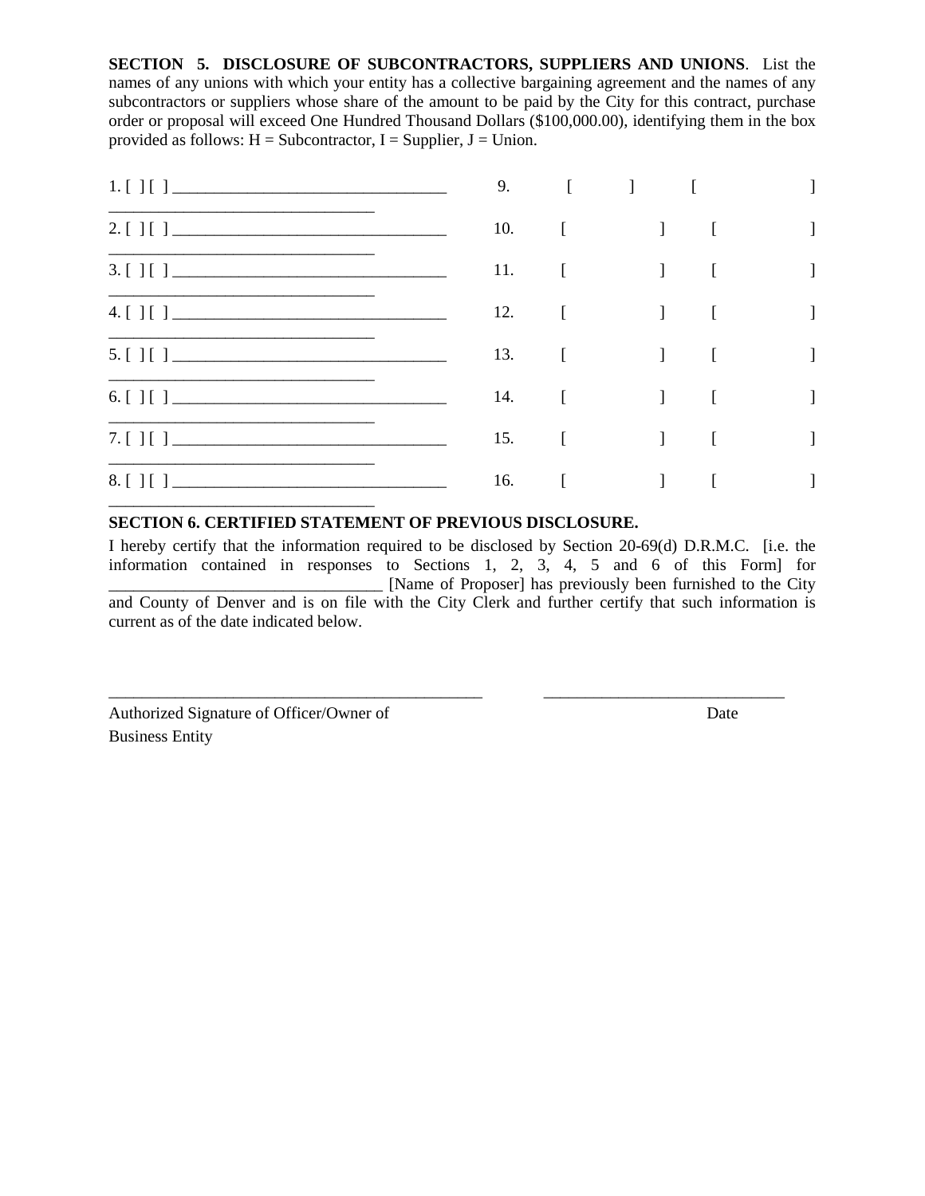**SECTION 5. DISCLOSURE OF SUBCONTRACTORS, SUPPLIERS AND UNIONS**. List the names of any unions with which your entity has a collective bargaining agreement and the names of any subcontractors or suppliers whose share of the amount to be paid by the City for this contract, purchase order or proposal will exceed One Hundred Thousand Dollars ($100,000.00), identifying them in the box provided as follows: H = Subcontractor, I = Supplier, J = Union.

1. [ ] [ ] ________________________________
2. [ ] [ ] ________________________________
3. [ ] [ ] ________________________________
4. [ ] [ ] ________________________________
5. [ ] [ ] ________________________________
6. [ ] [ ] ________________________________
7. [ ] [ ] ________________________________
8. [ ] [ ] ________________________________
9. [ ] [ ]
10. [ ] [ ]
11. [ ] [ ]
12. [ ] [ ]
13. [ ] [ ]
14. [ ] [ ]
15. [ ] [ ]
16. [ ] [ ]

**SECTION 6. CERTIFIED STATEMENT OF PREVIOUS DISCLOSURE.**

I hereby certify that the information required to be disclosed by Section 20-69(d) D.R.M.C. [i.e. the information contained in responses to Sections 1, 2, 3, 4, 5 and 6 of this Form] for ________________________________ [Name of Proposer] has previously been furnished to the City and County of Denver and is on file with the City Clerk and further certify that such information is current as of the date indicated below.

______________________________________________ ____________________________

Authorized Signature of Officer/Owner of Business Entity Date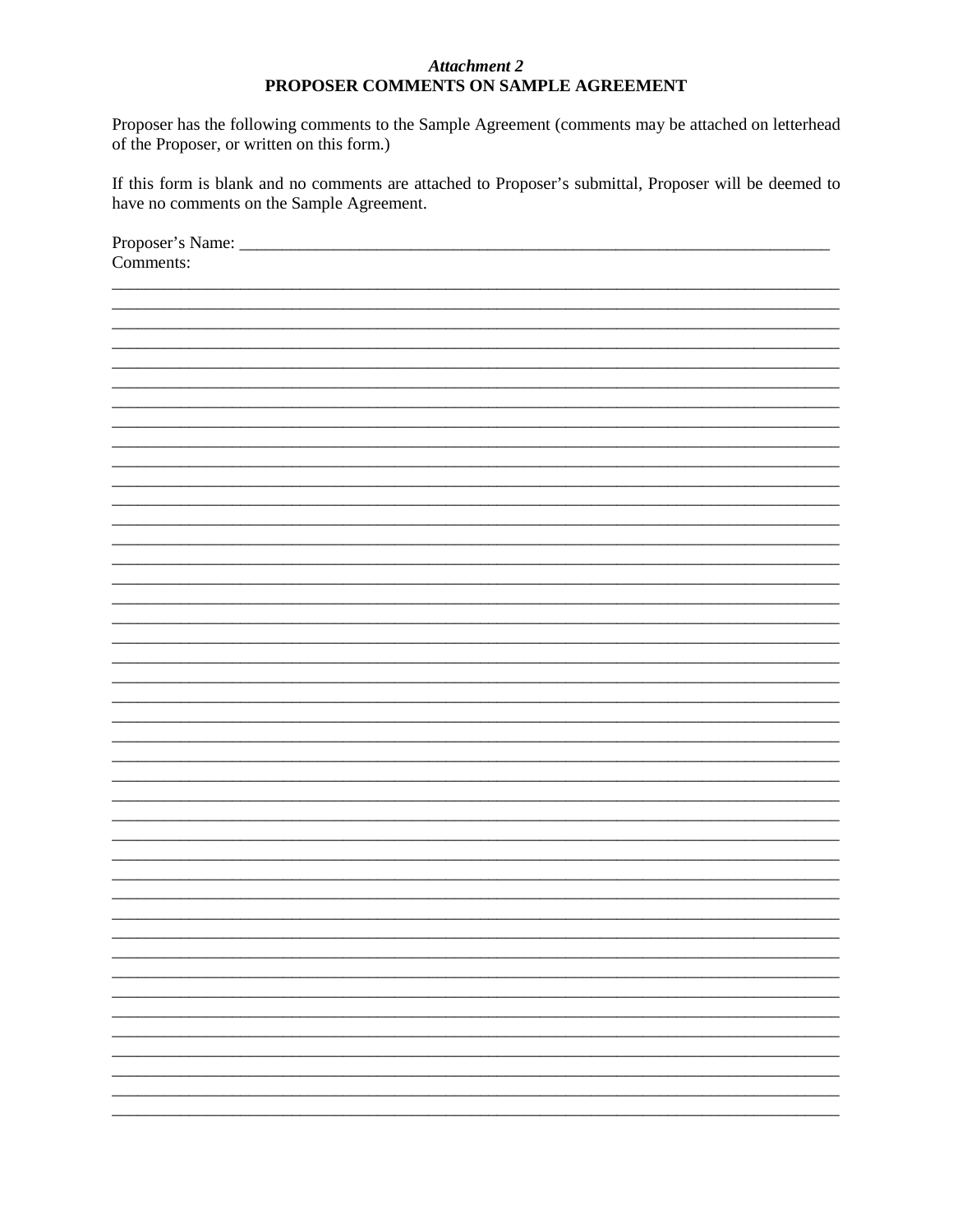***Attachment 2***
**PROPOSER COMMENTS ON SAMPLE AGREEMENT**

Proposer has the following comments to the Sample Agreement (comments may be attached on letterhead of the Proposer, or written on this form.)

If this form is blank and no comments are attached to Proposer's submittal, Proposer will be deemed to have no comments on the Sample Agreement.

Proposer's Name: ______________________________________________________________________

Comments:

______________________________________________________________________________
______________________________________________________________________________
______________________________________________________________________________
______________________________________________________________________________
______________________________________________________________________________
______________________________________________________________________________
______________________________________________________________________________
______________________________________________________________________________
______________________________________________________________________________
______________________________________________________________________________
______________________________________________________________________________
______________________________________________________________________________
______________________________________________________________________________
______________________________________________________________________________
______________________________________________________________________________
______________________________________________________________________________
______________________________________________________________________________
______________________________________________________________________________
______________________________________________________________________________
______________________________________________________________________________
______________________________________________________________________________
______________________________________________________________________________
______________________________________________________________________________
______________________________________________________________________________
______________________________________________________________________________
______________________________________________________________________________
______________________________________________________________________________
______________________________________________________________________________
______________________________________________________________________________
______________________________________________________________________________
______________________________________________________________________________
______________________________________________________________________________
______________________________________________________________________________
______________________________________________________________________________
______________________________________________________________________________
______________________________________________________________________________
______________________________________________________________________________
______________________________________________________________________________
______________________________________________________________________________
______________________________________________________________________________
______________________________________________________________________________